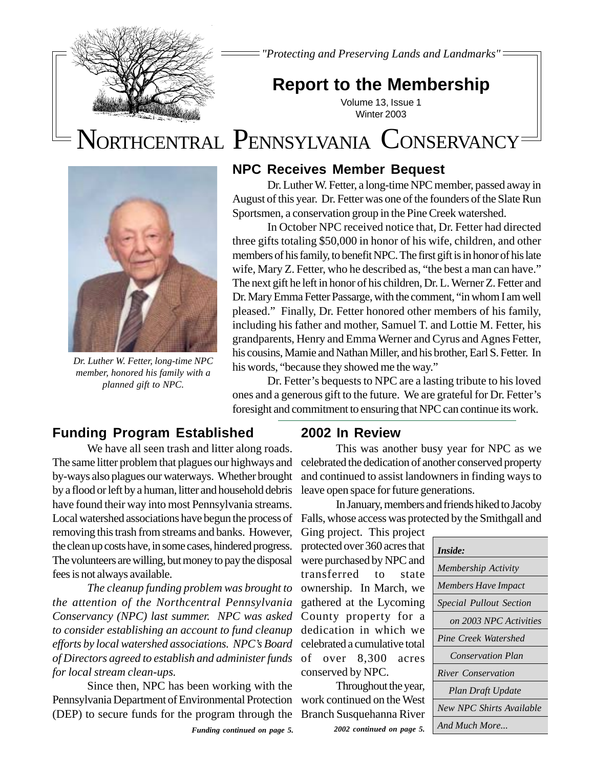*"Protecting and Preserving Lands and Landmarks"*

# Report to the Membership

Volume 13, Issue 1
Winter 2003

# NORTHCENTRAL PENNSYLVANIA CONSERVANCY

*Dr. Luther W. Fetter, long-time NPC member, honored his family with a planned gift to NPC.*

## NPC Receives Member Bequest

Dr. Luther W. Fetter, a long-time NPC member, passed away in August of this year. Dr. Fetter was one of the founders of the Slate Run Sportsmen, a conservation group in the Pine Creek watershed.

In October NPC received notice that, Dr. Fetter had directed three gifts totaling $50,000 in honor of his wife, children, and other members of his family, to benefit NPC. The first gift is in honor of his late wife, Mary Z. Fetter, who he described as, "the best a man can have." The next gift he left in honor of his children, Dr. L. Werner Z. Fetter and Dr. Mary Emma Fetter Passarge, with the comment, "in whom I am well pleased." Finally, Dr. Fetter honored other members of his family, including his father and mother, Samuel T. and Lottie M. Fetter, his grandparents, Henry and Emma Werner and Cyrus and Agnes Fetter, his cousins, Mamie and Nathan Miller, and his brother, Earl S. Fetter. In his words, "because they showed me the way."

Dr. Fetter's bequests to NPC are a lasting tribute to his loved ones and a generous gift to the future. We are grateful for Dr. Fetter's foresight and commitment to ensuring that NPC can continue its work.

## Funding Program Established

We have all seen trash and litter along roads. The same litter problem that plagues our highways and by-ways also plagues our waterways. Whether brought by a flood or left by a human, litter and household debris have found their way into most Pennsylvania streams. Local watershed associations have begun the process of removing this trash from streams and banks. However, the clean up costs have, in some cases, hindered progress. The volunteers are willing, but money to pay the disposal fees is not always available.

*The cleanup funding problem was brought to the attention of the Northcentral Pennsylvania Conservancy (NPC) last summer. NPC was asked to consider establishing an account to fund cleanup efforts by local watershed associations. NPC's Board of Directors agreed to establish and administer funds for local stream clean-ups.*

Since then, NPC has been working with the Pennsylvania Department of Environmental Protection (DEP) to secure funds for the program through the

***Funding continued on page 5.***

## 2002 In Review

This was another busy year for NPC as we celebrated the dedication of another conserved property and continued to assist landowners in finding ways to leave open space for future generations.

In January, members and friends hiked to Jacoby Falls, whose access was protected by the Smithgall and Ging project. This project protected over 360 acres that were purchased by NPC and transferred to state ownership. In March, we gathered at the Lycoming County property for a dedication in which we celebrated a cumulative total of over 8,300 acres conserved by NPC.

Throughout the year, work continued on the West Branch Susquehanna River

***2002 continued on page 5.***

| *Inside:* |
|---|
| *Membership Activity* |
| *Members Have Impact* |
| *Special Pullout Section on 2003 NPC Activities* |
| *Pine Creek Watershed Conservation Plan* |
| *River Conservation Plan Draft Update* |
| *New NPC Shirts Available* |
| *And Much More...* |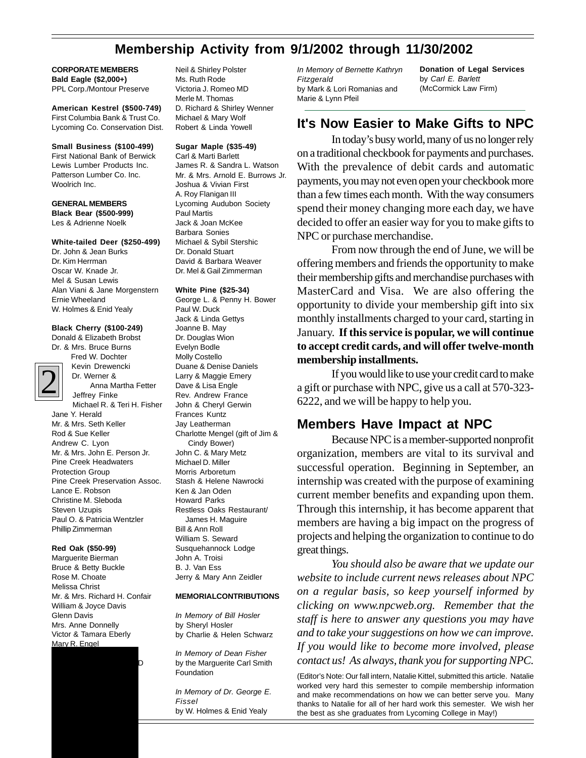# Membership Activity from 9/1/2002 through 11/30/2002

**CORPORATE MEMBERS**

**Bald Eagle ($2,000+)**
PPL Corp./Montour Preserve

**American Kestrel ($500-749)**
First Columbia Bank & Trust Co.
Lycoming Co. Conservation Dist.

**Small Business ($100-499)**
First National Bank of Berwick
Lewis Lumber Products Inc.
Patterson Lumber Co. Inc.
Woolrich Inc.

**GENERAL MEMBERS**

**Black Bear ($500-999)**
Les & Adrienne Noelk

**White-tailed Deer ($250-499)**
Dr. John & Jean Burks
Dr. Kim Herrman
Oscar W. Knade Jr.
Mel & Susan Lewis
Alan Viani & Jane Morgenstern
Ernie Wheeland
W. Holmes & Enid Yealy

**Black Cherry ($100-249)**
Donald & Elizabeth Brobst
Dr. & Mrs. Bruce Burns
Fred W. Dochter
Kevin Drewencki
Dr. Werner & Anna Martha Fetter
Jeffrey Finke
Michael R. & Teri H. Fisher
Jane Y. Herald
Mr. & Mrs. Seth Keller
Rod & Sue Keller
Andrew C. Lyon
Mr. & Mrs. John E. Person Jr.
Pine Creek Headwaters Protection Group
Pine Creek Preservation Assoc.
Lance E. Robson
Christine M. Sleboda
Steven Uzupis
Paul O. & Patricia Wentzler
Phillip Zimmerman

**Red Oak ($50-99)**
Marguerite Bierman
Bruce & Betty Buckle
Rose M. Choate
Melissa Christ
Mr. & Mrs. Richard H. Confair
William & Joyce Davis
Glenn Davis
Mrs. Anne Donnelly
Victor & Tamara Eberly
Mary R. Engel
D
Neil & Shirley Polster
Ms. Ruth Rode
Victoria J. Romeo MD
Merle M. Thomas
D. Richard & Shirley Wenner
Michael & Mary Wolf
Robert & Linda Yowell

**Sugar Maple ($35-49)**
Carl & Marti Barlett
James R. & Sandra L. Watson
Mr. & Mrs. Arnold E. Burrows Jr.
Joshua & Vivian First
A. Roy Flanigan III
Lycoming Audubon Society
Paul Martis
Jack & Joan McKee
Barbara Sonies
Michael & Sybil Stershic
Dr. Donald Stuart
David & Barbara Weaver
Dr. Mel & Gail Zimmerman

**White Pine ($25-34)**
George L. & Penny H. Bower
Paul W. Duck
Jack & Linda Gettys
Joanne B. May
Dr. Douglas Wion
Evelyn Bodle
Molly Costello
Duane & Denise Daniels
Larry & Maggie Emery
Dave & Lisa Engle
Rev. Andrew France
John & Cheryl Gerwin
Frances Kuntz
Jay Leatherman
Charlotte Mengel (gift of Jim & Cindy Bower)
John C. & Mary Metz
Michael D. Miller
Morris Arboretum
Stash & Helene Nawrocki
Ken & Jan Oden
Howard Parks
Restless Oaks Restaurant/ James H. Maguire
Bill & Ann Roll
William S. Seward
Susquehannock Lodge
John A. Troisi
B. J. Van Ess
Jerry & Mary Ann Zeidler

**MEMORIAL CONTRIBUTIONS**

*In Memory of Bill Hosler*
by Sheryl Hosler
by Charlie & Helen Schwarz

*In Memory of Dean Fisher*
by the Marguerite Carl Smith Foundation

*In Memory of Dr. George E. Fissel*
by W. Holmes & Enid Yealy

*In Memory of Bernette Kathryn Fitzgerald*
by Mark & Lori Romanias and Marie & Lynn Pfeil

**Donation of Legal Services**
by *Carl E. Barlett*
(McCormick Law Firm)

## It's Now Easier to Make Gifts to NPC

In today's busy world, many of us no longer rely on a traditional checkbook for payments and purchases. With the prevalence of debit cards and automatic payments, you may not even open your checkbook more than a few times each month. With the way consumers spend their money changing more each day, we have decided to offer an easier way for you to make gifts to NPC or purchase merchandise.

From now through the end of June, we will be offering members and friends the opportunity to make their membership gifts and merchandise purchases with MasterCard and Visa. We are also offering the opportunity to divide your membership gift into six monthly installments charged to your card, starting in January. **If this service is popular, we will continue to accept credit cards, and will offer twelve-month membership installments.**

If you would like to use your credit card to make a gift or purchase with NPC, give us a call at 570-323-6222, and we will be happy to help you.

## Members Have Impact at NPC

Because NPC is a member-supported nonprofit organization, members are vital to its survival and successful operation. Beginning in September, an internship was created with the purpose of examining current member benefits and expanding upon them. Through this internship, it has become apparent that members are having a big impact on the progress of projects and helping the organization to continue to do great things.

*You should also be aware that we update our website to include current news releases about NPC on a regular basis, so keep yourself informed by clicking on www.npcweb.org. Remember that the staff is here to answer any questions you may have and to take your suggestions on how we can improve. If you would like to become more involved, please contact us! As always, thank you for supporting NPC.*

(Editor's Note: Our fall intern, Natalie Kittel, submitted this article. Natalie worked very hard this semester to compile membership information and make recommendations on how we can better serve you. Many thanks to Natalie for all of her hard work this semester. We wish her the best as she graduates from Lycoming College in May!)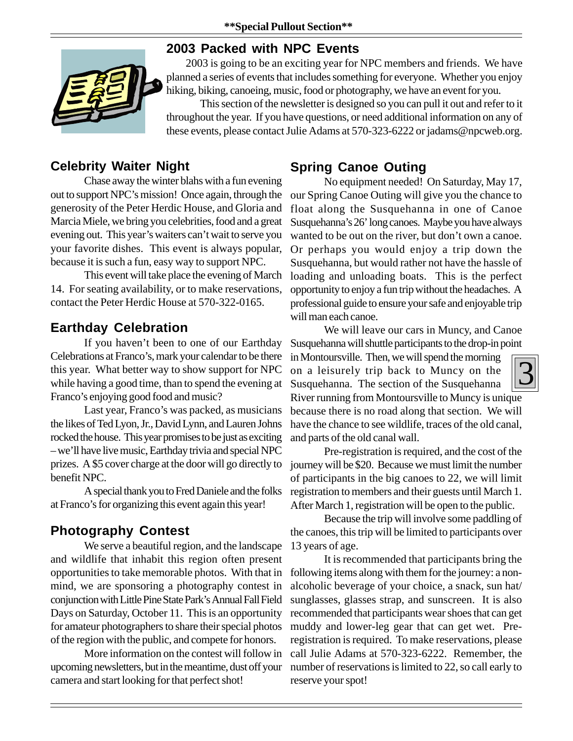**Special Pullout Section**

## 2003 Packed with NPC Events

2003 is going to be an exciting year for NPC members and friends. We have planned a series of events that includes something for everyone. Whether you enjoy hiking, biking, canoeing, music, food or photography, we have an event for you.

This section of the newsletter is designed so you can pull it out and refer to it throughout the year. If you have questions, or need additional information on any of these events, please contact Julie Adams at 570-323-6222 or jadams@npcweb.org.

### Celebrity Waiter Night

Chase away the winter blahs with a fun evening out to support NPC's mission! Once again, through the generosity of the Peter Herdic House, and Gloria and Marcia Miele, we bring you celebrities, food and a great evening out. This year's waiters can't wait to serve you your favorite dishes. This event is always popular, because it is such a fun, easy way to support NPC.

This event will take place the evening of March 14. For seating availability, or to make reservations, contact the Peter Herdic House at 570-322-0165.

### Earthday Celebration

If you haven't been to one of our Earthday Celebrations at Franco's, mark your calendar to be there this year. What better way to show support for NPC while having a good time, than to spend the evening at Franco's enjoying good food and music?

Last year, Franco's was packed, as musicians the likes of Ted Lyon, Jr., David Lynn, and Lauren Johns rocked the house. This year promises to be just as exciting – we'll have live music, Earthday trivia and special NPC prizes. A $5 cover charge at the door will go directly to benefit NPC.

A special thank you to Fred Daniele and the folks at Franco's for organizing this event again this year!

### Photography Contest

We serve a beautiful region, and the landscape and wildlife that inhabit this region often present opportunities to take memorable photos. With that in mind, we are sponsoring a photography contest in conjunction with Little Pine State Park's Annual Fall Field Days on Saturday, October 11. This is an opportunity for amateur photographers to share their special photos of the region with the public, and compete for honors.

More information on the contest will follow in upcoming newsletters, but in the meantime, dust off your camera and start looking for that perfect shot!

### Spring Canoe Outing

No equipment needed! On Saturday, May 17, our Spring Canoe Outing will give you the chance to float along the Susquehanna in one of Canoe Susquehanna's 26' long canoes. Maybe you have always wanted to be out on the river, but don't own a canoe. Or perhaps you would enjoy a trip down the Susquehanna, but would rather not have the hassle of loading and unloading boats. This is the perfect opportunity to enjoy a fun trip without the headaches. A professional guide to ensure your safe and enjoyable trip will man each canoe.

We will leave our cars in Muncy, and Canoe Susquehanna will shuttle participants to the drop-in point in Montoursville. Then, we will spend the morning on a leisurely trip back to Muncy on the Susquehanna. The section of the Susquehanna River running from Montoursville to Muncy is unique because there is no road along that section. We will have the chance to see wildlife, traces of the old canal, and parts of the old canal wall.

Pre-registration is required, and the cost of the journey will be $20. Because we must limit the number of participants in the big canoes to 22, we will limit registration to members and their guests until March 1. After March 1, registration will be open to the public.

Because the trip will involve some paddling of the canoes, this trip will be limited to participants over 13 years of age.

It is recommended that participants bring the following items along with them for the journey: a non-alcoholic beverage of your choice, a snack, sun hat/ sunglasses, glasses strap, and sunscreen. It is also recommended that participants wear shoes that can get muddy and lower-leg gear that can get wet. Pre-registration is required. To make reservations, please call Julie Adams at 570-323-6222. Remember, the number of reservations is limited to 22, so call early to reserve your spot!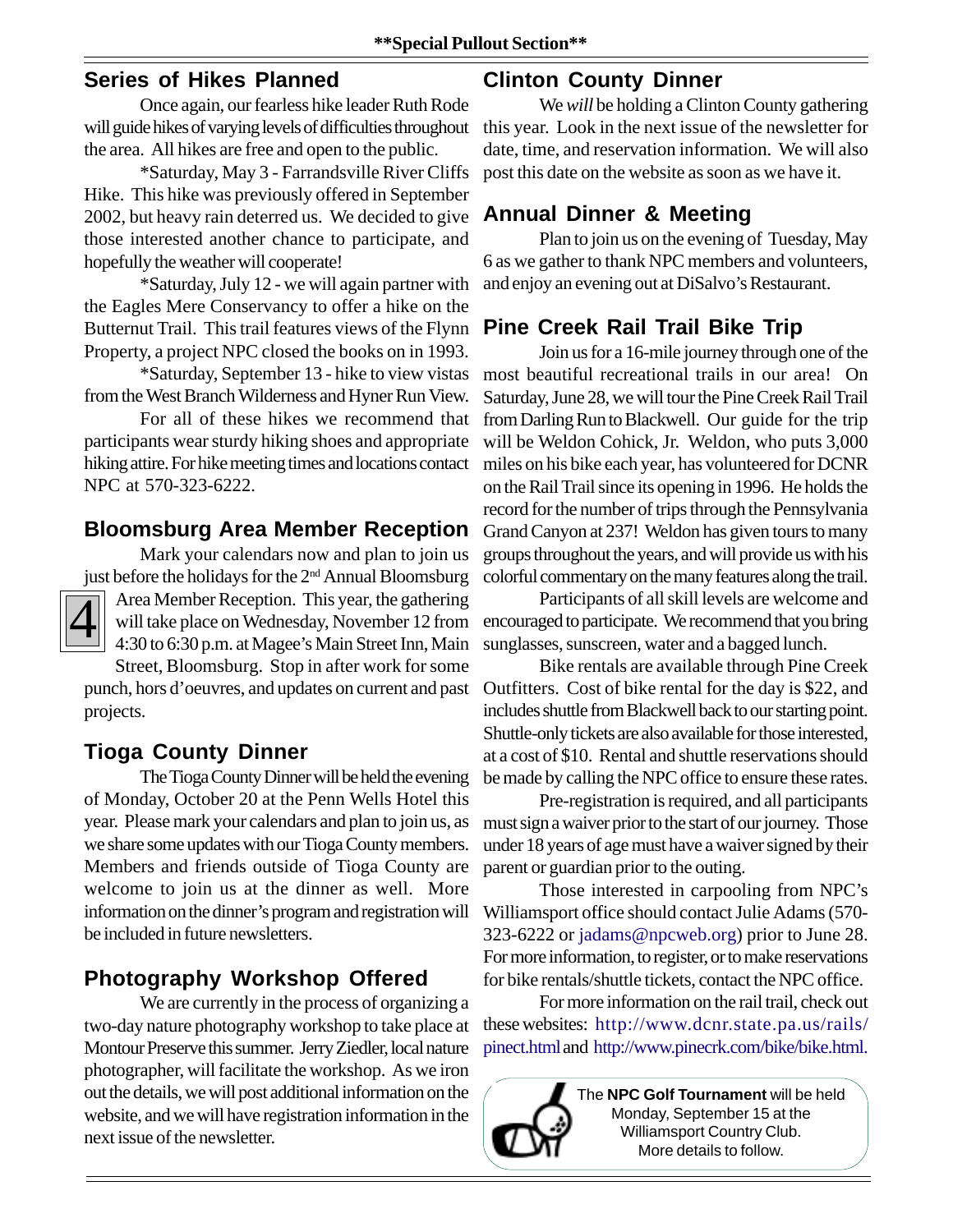**Special Pullout Section**

## Series of Hikes Planned

Once again, our fearless hike leader Ruth Rode will guide hikes of varying levels of difficulties throughout the area. All hikes are free and open to the public.

*Saturday, May 3 - Farrandsville River Cliffs Hike. This hike was previously offered in September 2002, but heavy rain deterred us. We decided to give those interested another chance to participate, and hopefully the weather will cooperate!

*Saturday, July 12 - we will again partner with the Eagles Mere Conservancy to offer a hike on the Butternut Trail. This trail features views of the Flynn Property, a project NPC closed the books on in 1993.

*Saturday, September 13 - hike to view vistas from the West Branch Wilderness and Hyner Run View.

For all of these hikes we recommend that participants wear sturdy hiking shoes and appropriate hiking attire. For hike meeting times and locations contact NPC at 570-323-6222.

## Bloomsburg Area Member Reception

Mark your calendars now and plan to join us just before the holidays for the 2nd Annual Bloomsburg Area Member Reception. This year, the gathering will take place on Wednesday, November 12 from 4:30 to 6:30 p.m. at Magee's Main Street Inn, Main Street, Bloomsburg. Stop in after work for some punch, hors d'oeuvres, and updates on current and past projects.

## Tioga County Dinner

The Tioga County Dinner will be held the evening of Monday, October 20 at the Penn Wells Hotel this year. Please mark your calendars and plan to join us, as we share some updates with our Tioga County members. Members and friends outside of Tioga County are welcome to join us at the dinner as well. More information on the dinner's program and registration will be included in future newsletters.

## Photography Workshop Offered

We are currently in the process of organizing a two-day nature photography workshop to take place at Montour Preserve this summer. Jerry Ziedler, local nature photographer, will facilitate the workshop. As we iron out the details, we will post additional information on the website, and we will have registration information in the next issue of the newsletter.

## Clinton County Dinner

We *will* be holding a Clinton County gathering this year. Look in the next issue of the newsletter for date, time, and reservation information. We will also post this date on the website as soon as we have it.

## Annual Dinner & Meeting

Plan to join us on the evening of Tuesday, May 6 as we gather to thank NPC members and volunteers, and enjoy an evening out at DiSalvo's Restaurant.

## Pine Creek Rail Trail Bike Trip

Join us for a 16-mile journey through one of the most beautiful recreational trails in our area! On Saturday, June 28, we will tour the Pine Creek Rail Trail from Darling Run to Blackwell. Our guide for the trip will be Weldon Cohick, Jr. Weldon, who puts 3,000 miles on his bike each year, has volunteered for DCNR on the Rail Trail since its opening in 1996. He holds the record for the number of trips through the Pennsylvania Grand Canyon at 237! Weldon has given tours to many groups throughout the years, and will provide us with his colorful commentary on the many features along the trail.

Participants of all skill levels are welcome and encouraged to participate. We recommend that you bring sunglasses, sunscreen, water and a bagged lunch.

Bike rentals are available through Pine Creek Outfitters. Cost of bike rental for the day is $22, and includes shuttle from Blackwell back to our starting point. Shuttle-only tickets are also available for those interested, at a cost of $10. Rental and shuttle reservations should be made by calling the NPC office to ensure these rates.

Pre-registration is required, and all participants must sign a waiver prior to the start of our journey. Those under 18 years of age must have a waiver signed by their parent or guardian prior to the outing.

Those interested in carpooling from NPC's Williamsport office should contact Julie Adams (570-323-6222 or jadams@npcweb.org) prior to June 28. For more information, to register, or to make reservations for bike rentals/shuttle tickets, contact the NPC office.

For more information on the rail trail, check out these websites: http://www.dcnr.state.pa.us/rails/pinect.html and http://www.pinecrk.com/bike/bike.html.

The **NPC Golf Tournament** will be held Monday, September 15 at the Williamsport Country Club. More details to follow.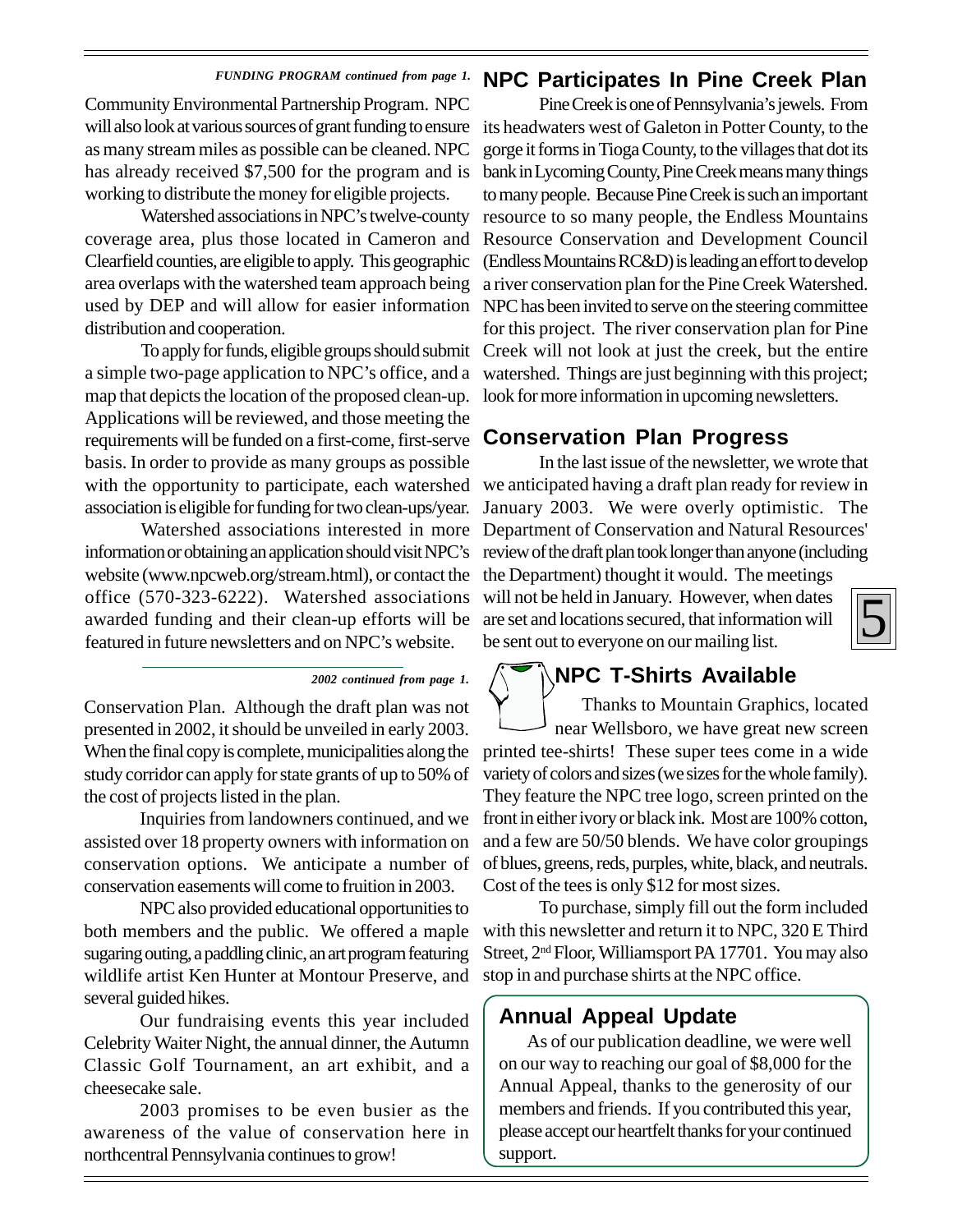*FUNDING PROGRAM continued from page 1.*

Community Environmental Partnership Program. NPC will also look at various sources of grant funding to ensure as many stream miles as possible can be cleaned. NPC has already received $7,500 for the program and is working to distribute the money for eligible projects.

Watershed associations in NPC's twelve-county coverage area, plus those located in Cameron and Clearfield counties, are eligible to apply. This geographic area overlaps with the watershed team approach being used by DEP and will allow for easier information distribution and cooperation.

To apply for funds, eligible groups should submit a simple two-page application to NPC's office, and a map that depicts the location of the proposed clean-up. Applications will be reviewed, and those meeting the requirements will be funded on a first-come, first-serve basis. In order to provide as many groups as possible with the opportunity to participate, each watershed association is eligible for funding for two clean-ups/year.

Watershed associations interested in more information or obtaining an application should visit NPC's website (www.npcweb.org/stream.html), or contact the office (570-323-6222). Watershed associations awarded funding and their clean-up efforts will be featured in future newsletters and on NPC's website.

*2002 continued from page 1.*

Conservation Plan. Although the draft plan was not presented in 2002, it should be unveiled in early 2003. When the final copy is complete, municipalities along the study corridor can apply for state grants of up to 50% of the cost of projects listed in the plan.

Inquiries from landowners continued, and we assisted over 18 property owners with information on conservation options. We anticipate a number of conservation easements will come to fruition in 2003.

NPC also provided educational opportunities to both members and the public. We offered a maple sugaring outing, a paddling clinic, an art program featuring wildlife artist Ken Hunter at Montour Preserve, and several guided hikes.

Our fundraising events this year included Celebrity Waiter Night, the annual dinner, the Autumn Classic Golf Tournament, an art exhibit, and a cheesecake sale.

2003 promises to be even busier as the awareness of the value of conservation here in northcentral Pennsylvania continues to grow!

## NPC Participates In Pine Creek Plan

Pine Creek is one of Pennsylvania's jewels. From its headwaters west of Galeton in Potter County, to the gorge it forms in Tioga County, to the villages that dot its bank in Lycoming County, Pine Creek means many things to many people. Because Pine Creek is such an important resource to so many people, the Endless Mountains Resource Conservation and Development Council (Endless Mountains RC&D) is leading an effort to develop a river conservation plan for the Pine Creek Watershed. NPC has been invited to serve on the steering committee for this project. The river conservation plan for Pine Creek will not look at just the creek, but the entire watershed. Things are just beginning with this project; look for more information in upcoming newsletters.

## Conservation Plan Progress

In the last issue of the newsletter, we wrote that we anticipated having a draft plan ready for review in January 2003. We were overly optimistic. The Department of Conservation and Natural Resources' review of the draft plan took longer than anyone (including the Department) thought it would. The meetings will not be held in January. However, when dates are set and locations secured, that information will be sent out to everyone on our mailing list.

## NPC T-Shirts Available

Thanks to Mountain Graphics, located near Wellsboro, we have great new screen printed tee-shirts! These super tees come in a wide variety of colors and sizes (we sizes for the whole family). They feature the NPC tree logo, screen printed on the front in either ivory or black ink. Most are 100% cotton, and a few are 50/50 blends. We have color groupings of blues, greens, reds, purples, white, black, and neutrals. Cost of the tees is only $12 for most sizes.

To purchase, simply fill out the form included with this newsletter and return it to NPC, 320 E Third Street, 2nd Floor, Williamsport PA 17701. You may also stop in and purchase shirts at the NPC office.

## Annual Appeal Update

As of our publication deadline, we were well on our way to reaching our goal of $8,000 for the Annual Appeal, thanks to the generosity of our members and friends. If you contributed this year, please accept our heartfelt thanks for your continued support.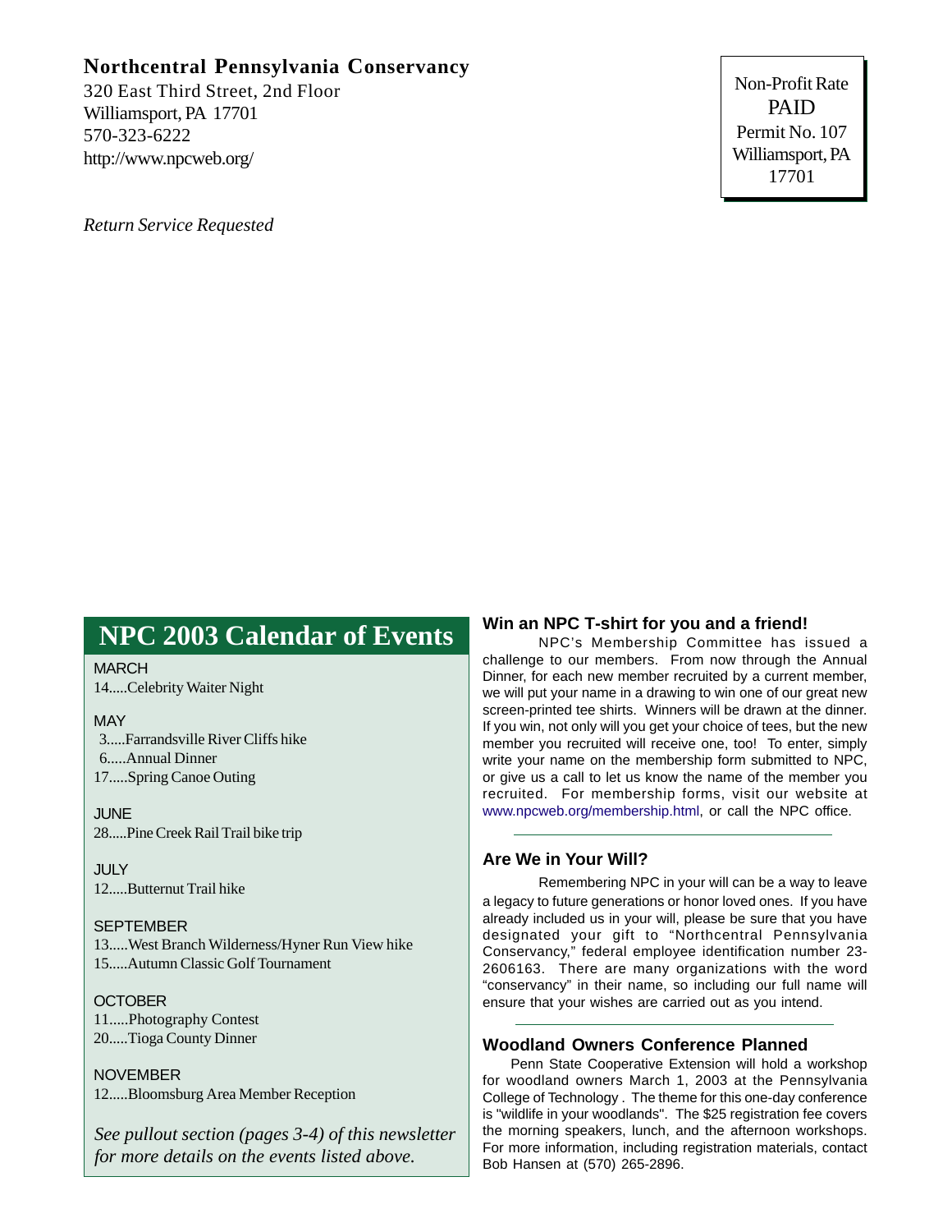**Northcentral Pennsylvania Conservancy**
320 East Third Street, 2nd Floor
Williamsport, PA 17701
570-323-6222
http://www.npcweb.org/

*Return Service Requested*

Non-Profit Rate
PAID
Permit No. 107
Williamsport, PA
17701

## NPC 2003 Calendar of Events

MARCH
14.....Celebrity Waiter Night

MAY
3.....Farrandsville River Cliffs hike
6.....Annual Dinner
17.....Spring Canoe Outing

JUNE
28.....Pine Creek Rail Trail bike trip

JULY
12.....Butternut Trail hike

SEPTEMBER
13.....West Branch Wilderness/Hyner Run View hike
15.....Autumn Classic Golf Tournament

OCTOBER
11.....Photography Contest
20.....Tioga County Dinner

NOVEMBER
12.....Bloomsburg Area Member Reception

*See pullout section (pages 3-4) of this newsletter for more details on the events listed above.*

### Win an NPC T-shirt for you and a friend!

NPC's Membership Committee has issued a challenge to our members. From now through the Annual Dinner, for each new member recruited by a current member, we will put your name in a drawing to win one of our great new screen-printed tee shirts. Winners will be drawn at the dinner. If you win, not only will you get your choice of tees, but the new member you recruited will receive one, too! To enter, simply write your name on the membership form submitted to NPC, or give us a call to let us know the name of the member you recruited. For membership forms, visit our website at www.npcweb.org/membership.html, or call the NPC office.

### Are We in Your Will?

Remembering NPC in your will can be a way to leave a legacy to future generations or honor loved ones. If you have already included us in your will, please be sure that you have designated your gift to "Northcentral Pennsylvania Conservancy," federal employee identification number 23-2606163. There are many organizations with the word "conservancy" in their name, so including our full name will ensure that your wishes are carried out as you intend.

### Woodland Owners Conference Planned

Penn State Cooperative Extension will hold a workshop for woodland owners March 1, 2003 at the Pennsylvania College of Technology . The theme for this one-day conference is "wildlife in your woodlands". The $25 registration fee covers the morning speakers, lunch, and the afternoon workshops. For more information, including registration materials, contact Bob Hansen at (570) 265-2896.